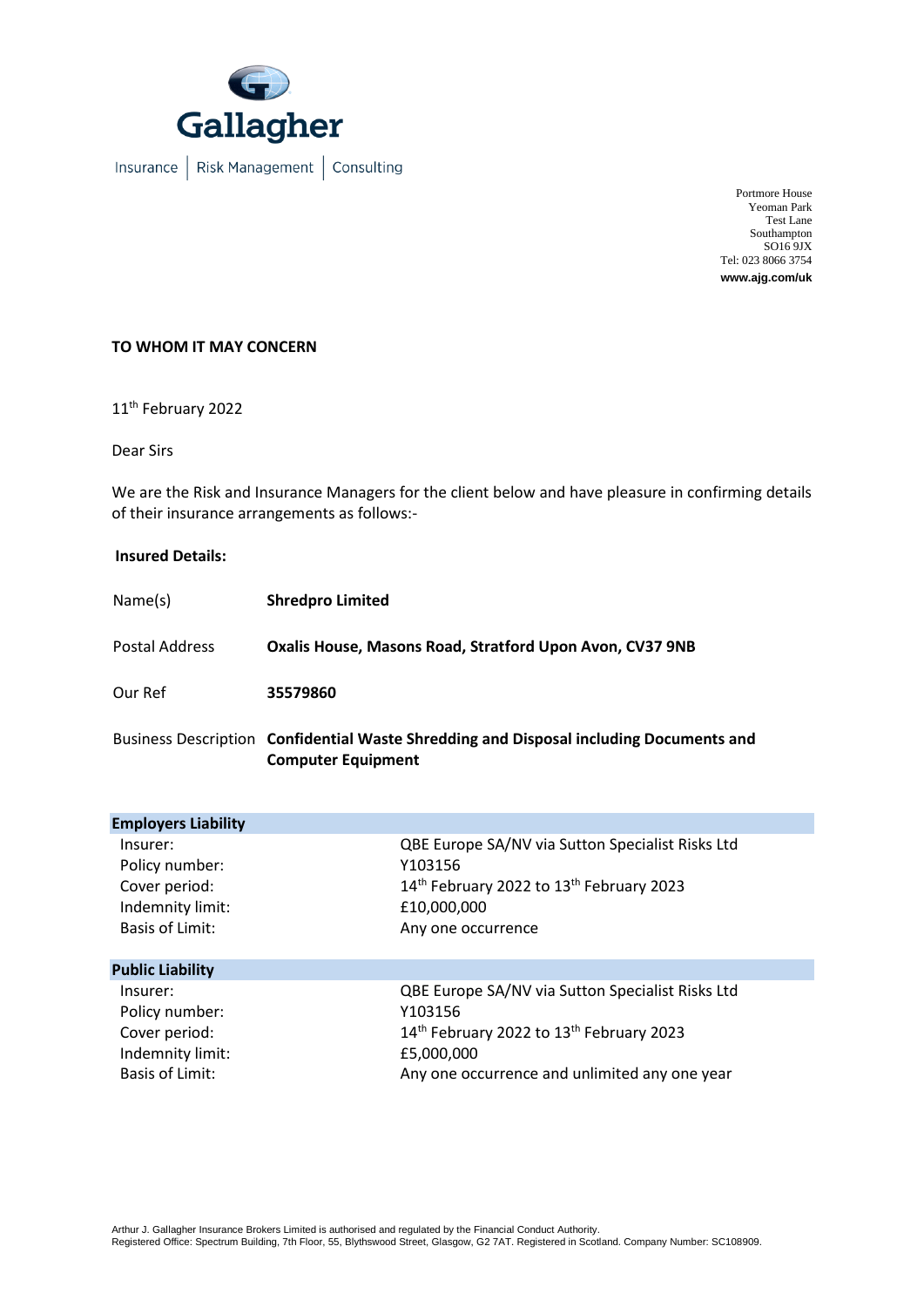Gallagher

Insurance | Risk Management | Consulting

Portmore House
Yeoman Park
Test Lane
Southampton
SO16 9JX
Tel: 023 8066 3754
**www.ajg.com/uk**

**TO WHOM IT MAY CONCERN**

11th February 2022

Dear Sirs

We are the Risk and Insurance Managers for the client below and have pleasure in confirming details of their insurance arrangements as follows:-

**Insured Details:**

| | |
|---|---|
| Name(s) | **Shredpro Limited** |
| Postal Address | **Oxalis House, Masons Road, Stratford Upon Avon, CV37 9NB** |
| Our Ref | **35579860** |
| Business Description | **Confidential Waste Shredding and Disposal including Documents and Computer Equipment** |

| **Employers Liability** | |
|---|---|
| Insurer: | QBE Europe SA/NV via Sutton Specialist Risks Ltd |
| Policy number: | Y103156 |
| Cover period: | 14th February 2022 to 13th February 2023 |
| Indemnity limit: | £10,000,000 |
| Basis of Limit: | Any one occurrence |

| **Public Liability** | |
|---|---|
| Insurer: | QBE Europe SA/NV via Sutton Specialist Risks Ltd |
| Policy number: | Y103156 |
| Cover period: | 14th February 2022 to 13th February 2023 |
| Indemnity limit: | £5,000,000 |
| Basis of Limit: | Any one occurrence and unlimited any one year |

Arthur J. Gallagher Insurance Brokers Limited is authorised and regulated by the Financial Conduct Authority.
Registered Office: Spectrum Building, 7th Floor, 55, Blythswood Street, Glasgow, G2 7AT. Registered in Scotland. Company Number: SC108909.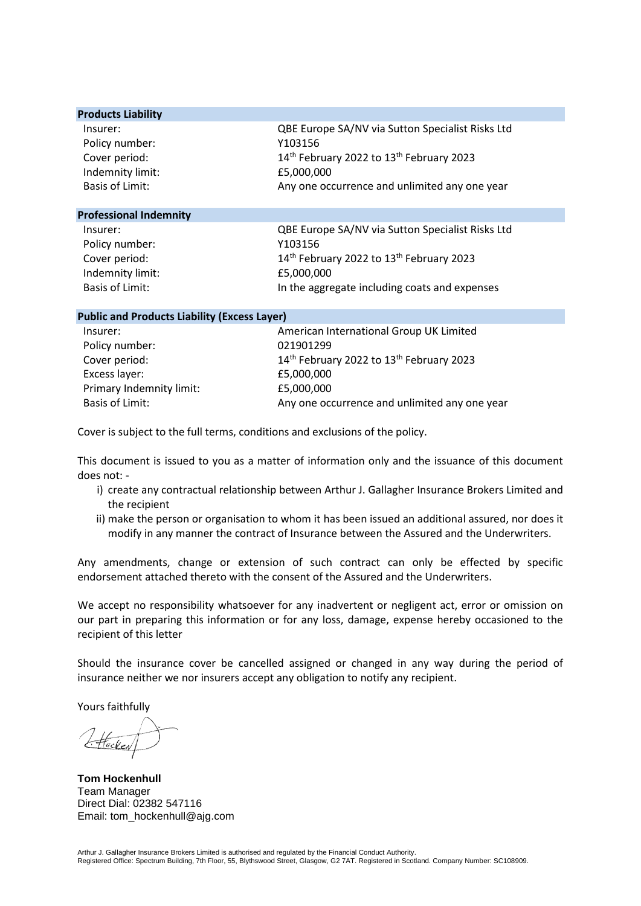| **Products Liability** | |
|---|---|
| Insurer: | QBE Europe SA/NV via Sutton Specialist Risks Ltd |
| Policy number: | Y103156 |
| Cover period: | 14th February 2022 to 13th February 2023 |
| Indemnity limit: | £5,000,000 |
| Basis of Limit: | Any one occurrence and unlimited any one year |

| **Professional Indemnity** | |
|---|---|
| Insurer: | QBE Europe SA/NV via Sutton Specialist Risks Ltd |
| Policy number: | Y103156 |
| Cover period: | 14th February 2022 to 13th February 2023 |
| Indemnity limit: | £5,000,000 |
| Basis of Limit: | In the aggregate including coats and expenses |

| **Public and Products Liability (Excess Layer)** | |
|---|---|
| Insurer: | American International Group UK Limited |
| Policy number: | 021901299 |
| Cover period: | 14th February 2022 to 13th February 2023 |
| Excess layer: | £5,000,000 |
| Primary Indemnity limit: | £5,000,000 |
| Basis of Limit: | Any one occurrence and unlimited any one year |

Cover is subject to the full terms, conditions and exclusions of the policy.

This document is issued to you as a matter of information only and the issuance of this document does not: -

i) create any contractual relationship between Arthur J. Gallagher Insurance Brokers Limited and the recipient

ii) make the person or organisation to whom it has been issued an additional assured, nor does it modify in any manner the contract of Insurance between the Assured and the Underwriters.

Any amendments, change or extension of such contract can only be effected by specific endorsement attached thereto with the consent of the Assured and the Underwriters.

We accept no responsibility whatsoever for any inadvertent or negligent act, error or omission on our part in preparing this information or for any loss, damage, expense hereby occasioned to the recipient of this letter

Should the insurance cover be cancelled assigned or changed in any way during the period of insurance neither we nor insurers accept any obligation to notify any recipient.

Yours faithfully

**Tom Hockenhull**
Team Manager
Direct Dial: 02382 547116
Email: tom_hockenhull@ajg.com

Arthur J. Gallagher Insurance Brokers Limited is authorised and regulated by the Financial Conduct Authority.
Registered Office: Spectrum Building, 7th Floor, 55, Blythswood Street, Glasgow, G2 7AT. Registered in Scotland. Company Number: SC108909.